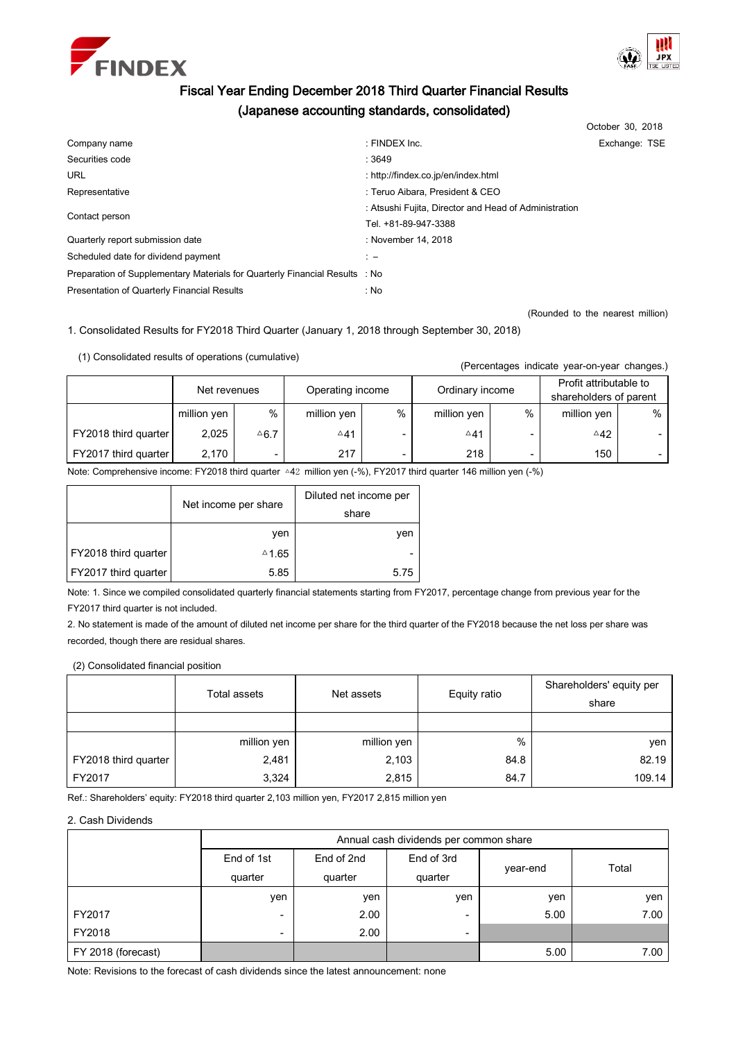# Fiscal Year Ending December 2018 Third Quarter Financial Results
## (Japanese accounting standards, consolidated)

October 30, 2018

| | | |
|---|---|---|
| Company name | : FINDEX Inc. | Exchange: TSE |
| Securities code | : 3649 | |
| URL | : http://findex.co.jp/en/index.html | |
| Representative | : Teruo Aibara, President & CEO | |
| Contact person | : Atsushi Fujita, Director and Head of Administration<br>Tel. +81-89-947-3388 | |
| Quarterly report submission date | : November 14, 2018 | |
| Scheduled date for dividend payment | : – | |
| Preparation of Supplementary Materials for Quarterly Financial Results | : No | |
| Presentation of Quarterly Financial Results | : No | |

(Rounded to the nearest million)

1. Consolidated Results for FY2018 Third Quarter (January 1, 2018 through September 30, 2018)

(1) Consolidated results of operations (cumulative)

(Percentages indicate year-on-year changes.)

| | Net revenues | | Operating income | | Ordinary income | | Profit attributable to shareholders of parent | |
|---|---|---|---|---|---|---|---|---|
| | million yen | % | million yen | % | million yen | % | million yen | % |
| FY2018 third quarter | 2,025 | △6.7 | △41 | - | △41 | - | △42 | - |
| FY2017 third quarter | 2,170 | - | 217 | - | 218 | - | 150 | - |

Note: Comprehensive income: FY2018 third quarter △42 million yen (-%), FY2017 third quarter 146 million yen (-%)

| | Net income per share | Diluted net income per share |
|---|---|---|
| | yen | yen |
| FY2018 third quarter | △1.65 | - |
| FY2017 third quarter | 5.85 | 5.75 |

Note: 1. Since we compiled consolidated quarterly financial statements starting from FY2017, percentage change from previous year for the FY2017 third quarter is not included.

2. No statement is made of the amount of diluted net income per share for the third quarter of the FY2018 because the net loss per share was recorded, though there are residual shares.

(2) Consolidated financial position

| | Total assets | Net assets | Equity ratio | Shareholders' equity per share |
|---|---|---|---|---|
| | million yen | million yen | % | yen |
| FY2018 third quarter | 2,481 | 2,103 | 84.8 | 82.19 |
| FY2017 | 3,324 | 2,815 | 84.7 | 109.14 |

Ref.: Shareholders' equity: FY2018 third quarter 2,103 million yen, FY2017 2,815 million yen

2. Cash Dividends

| | Annual cash dividends per common share | | | | |
|---|---|---|---|---|---|
| | End of 1st quarter | End of 2nd quarter | End of 3rd quarter | year-end | Total |
| | yen | yen | yen | yen | yen |
| FY2017 | - | 2.00 | - | 5.00 | 7.00 |
| FY2018 | - | 2.00 | - | | |
| FY 2018 (forecast) | | | | 5.00 | 7.00 |

Note: Revisions to the forecast of cash dividends since the latest announcement: none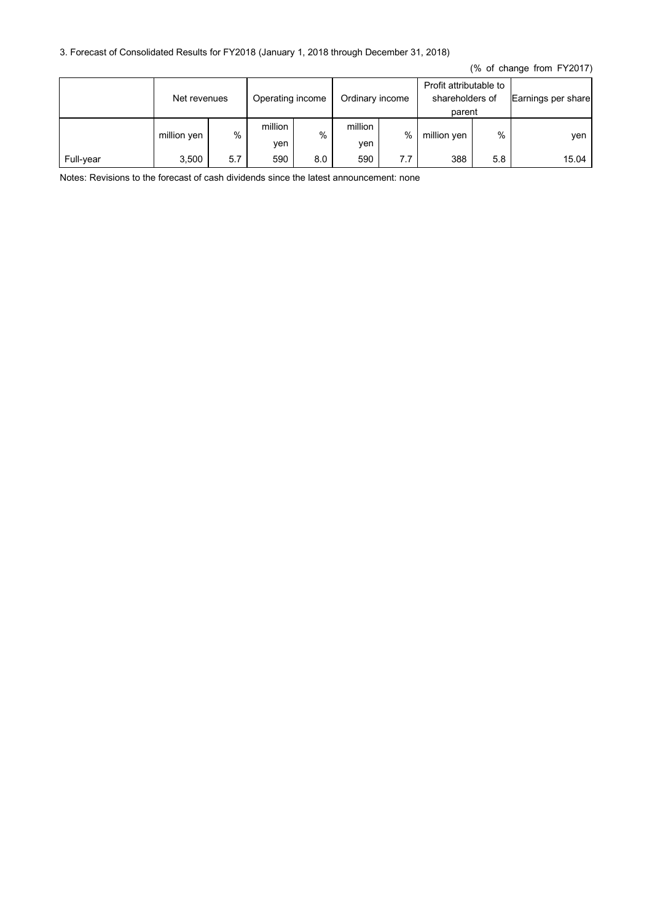3. Forecast of Consolidated Results for FY2018 (January 1, 2018 through December 31, 2018)

(% of change from FY2017)

| | Net revenues | | Operating income | | Ordinary income | | Profit attributable to shareholders of parent | | Earnings per share |
|---|---|---|---|---|---|---|---|---|---|
| | million yen | % | million yen | % | million yen | % | million yen | % | yen |
| Full-year | 3,500 | 5.7 | 590 | 8.0 | 590 | 7.7 | 388 | 5.8 | 15.04 |

Notes: Revisions to the forecast of cash dividends since the latest announcement: none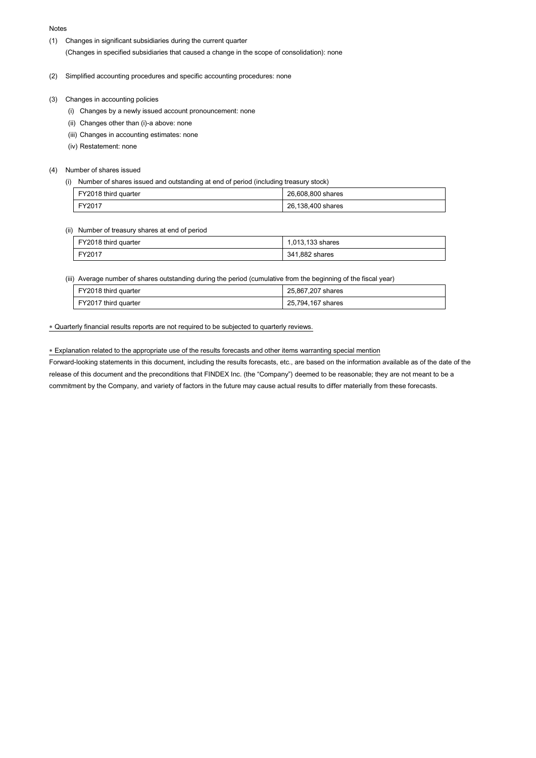Notes

(1) Changes in significant subsidiaries during the current quarter
(Changes in specified subsidiaries that caused a change in the scope of consolidation): none

(2) Simplified accounting procedures and specific accounting procedures: none

(3) Changes in accounting policies
  (i) Changes by a newly issued account pronouncement: none
  (ii) Changes other than (i)-a above: none
  (iii) Changes in accounting estimates: none
  (iv) Restatement: none

(4) Number of shares issued

(i) Number of shares issued and outstanding at end of period (including treasury stock)

| | |
|---|---|
| FY2018 third quarter | 26,608,800 shares |
| FY2017 | 26,138,400 shares |

(ii) Number of treasury shares at end of period

| | |
|---|---|
| FY2018 third quarter | 1,013,133 shares |
| FY2017 | 341,882 shares |

(iii) Average number of shares outstanding during the period (cumulative from the beginning of the fiscal year)

| | |
|---|---|
| FY2018 third quarter | 25,867,207 shares |
| FY2017 third quarter | 25,794,167 shares |

* Quarterly financial results reports are not required to be subjected to quarterly reviews.

* Explanation related to the appropriate use of the results forecasts and other items warranting special mention

Forward-looking statements in this document, including the results forecasts, etc., are based on the information available as of the date of the release of this document and the preconditions that FINDEX Inc. (the “Company”) deemed to be reasonable; they are not meant to be a commitment by the Company, and variety of factors in the future may cause actual results to differ materially from these forecasts.